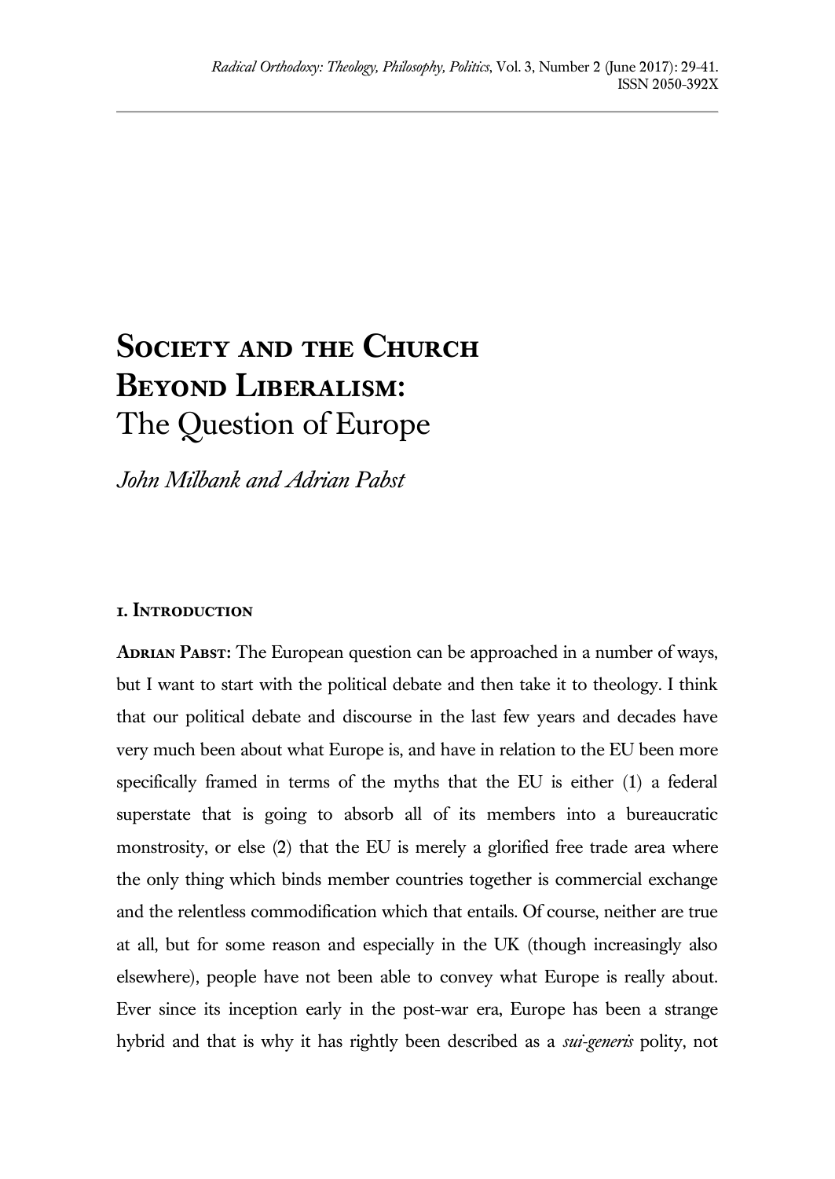# Society and the Church Beyond Liberalism: The Question of Europe

*John Milbank and Adrian Pabst*

## 1. Introduction

**Adrian Pabst:** The European question can be approached in a number of ways, but I want to start with the political debate and then take it to theology. I think that our political debate and discourse in the last few years and decades have very much been about what Europe is, and have in relation to the EU been more specifically framed in terms of the myths that the EU is either (1) a federal superstate that is going to absorb all of its members into a bureaucratic monstrosity, or else (2) that the EU is merely a glorified free trade area where the only thing which binds member countries together is commercial exchange and the relentless commodification which that entails. Of course, neither are true at all, but for some reason and especially in the UK (though increasingly also elsewhere), people have not been able to convey what Europe is really about. Ever since its inception early in the post-war era, Europe has been a strange hybrid and that is why it has rightly been described as a *sui-generis* polity, not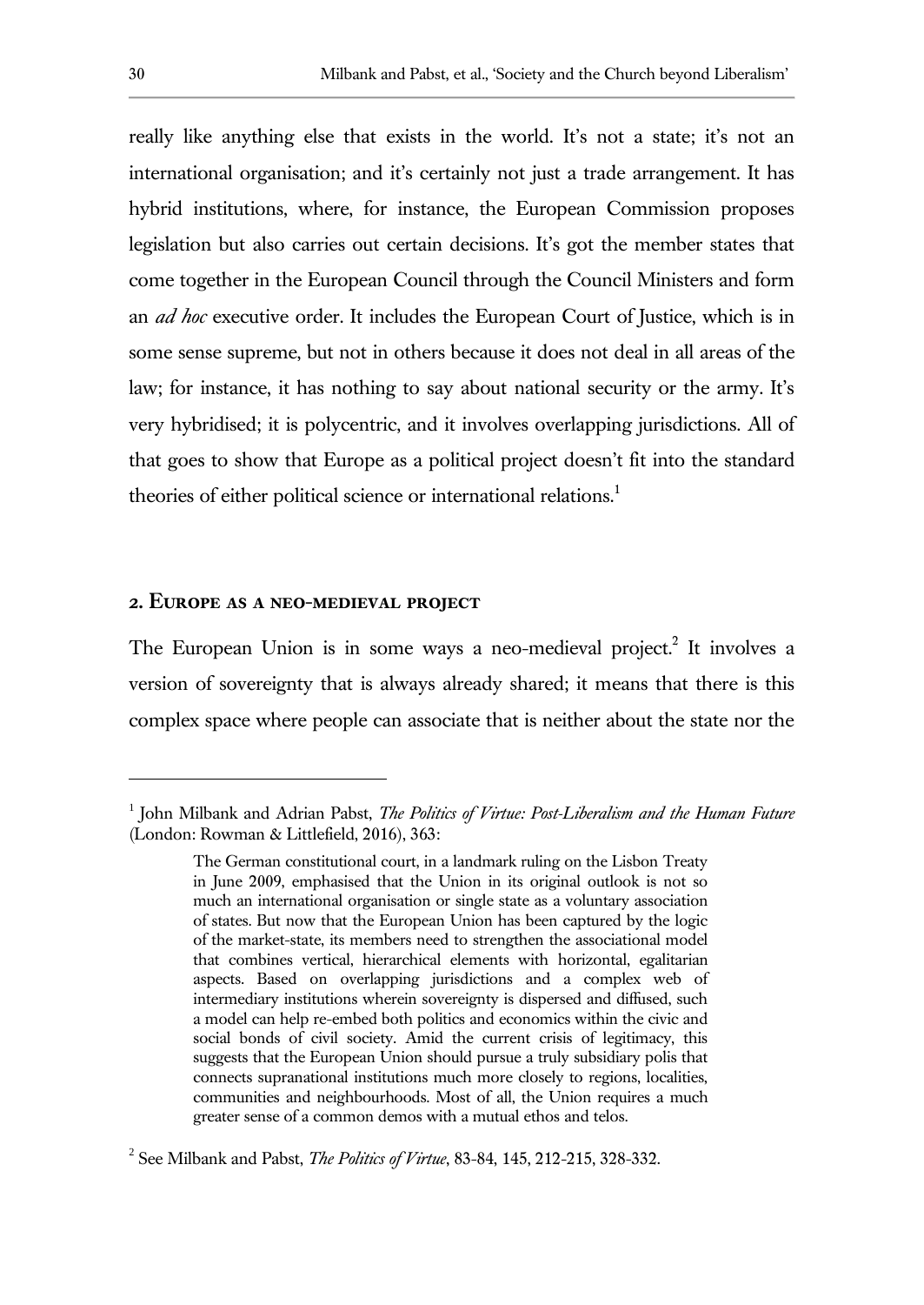really like anything else that exists in the world. It's not a state; it's not an international organisation; and it's certainly not just a trade arrangement. It has hybrid institutions, where, for instance, the European Commission proposes legislation but also carries out certain decisions. It's got the member states that come together in the European Council through the Council Ministers and form an *ad hoc* executive order. It includes the European Court of Justice, which is in some sense supreme, but not in others because it does not deal in all areas of the law; for instance, it has nothing to say about national security or the army. It's very hybridised; it is polycentric, and it involves overlapping jurisdictions. All of that goes to show that Europe as a political project doesn't fit into the standard theories of either political science or international relations.[1]

## 2. Europe as a neo-medieval project

The European Union is in some ways a neo-medieval project.[2] It involves a version of sovereignty that is always already shared; it means that there is this complex space where people can associate that is neither about the state nor the

---

[1] John Milbank and Adrian Pabst, *The Politics of Virtue: Post-Liberalism and the Human Future* (London: Rowman & Littlefield, 2016), 363:

> The German constitutional court, in a landmark ruling on the Lisbon Treaty in June 2009, emphasised that the Union in its original outlook is not so much an international organisation or single state as a voluntary association of states. But now that the European Union has been captured by the logic of the market-state, its members need to strengthen the associational model that combines vertical, hierarchical elements with horizontal, egalitarian aspects. Based on overlapping jurisdictions and a complex web of intermediary institutions wherein sovereignty is dispersed and diffused, such a model can help re-embed both politics and economics within the civic and social bonds of civil society. Amid the current crisis of legitimacy, this suggests that the European Union should pursue a truly subsidiary polis that connects supranational institutions much more closely to regions, localities, communities and neighbourhoods. Most of all, the Union requires a much greater sense of a common demos with a mutual ethos and telos.

[2] See Milbank and Pabst, *The Politics of Virtue*, 83-84, 145, 212-215, 328-332.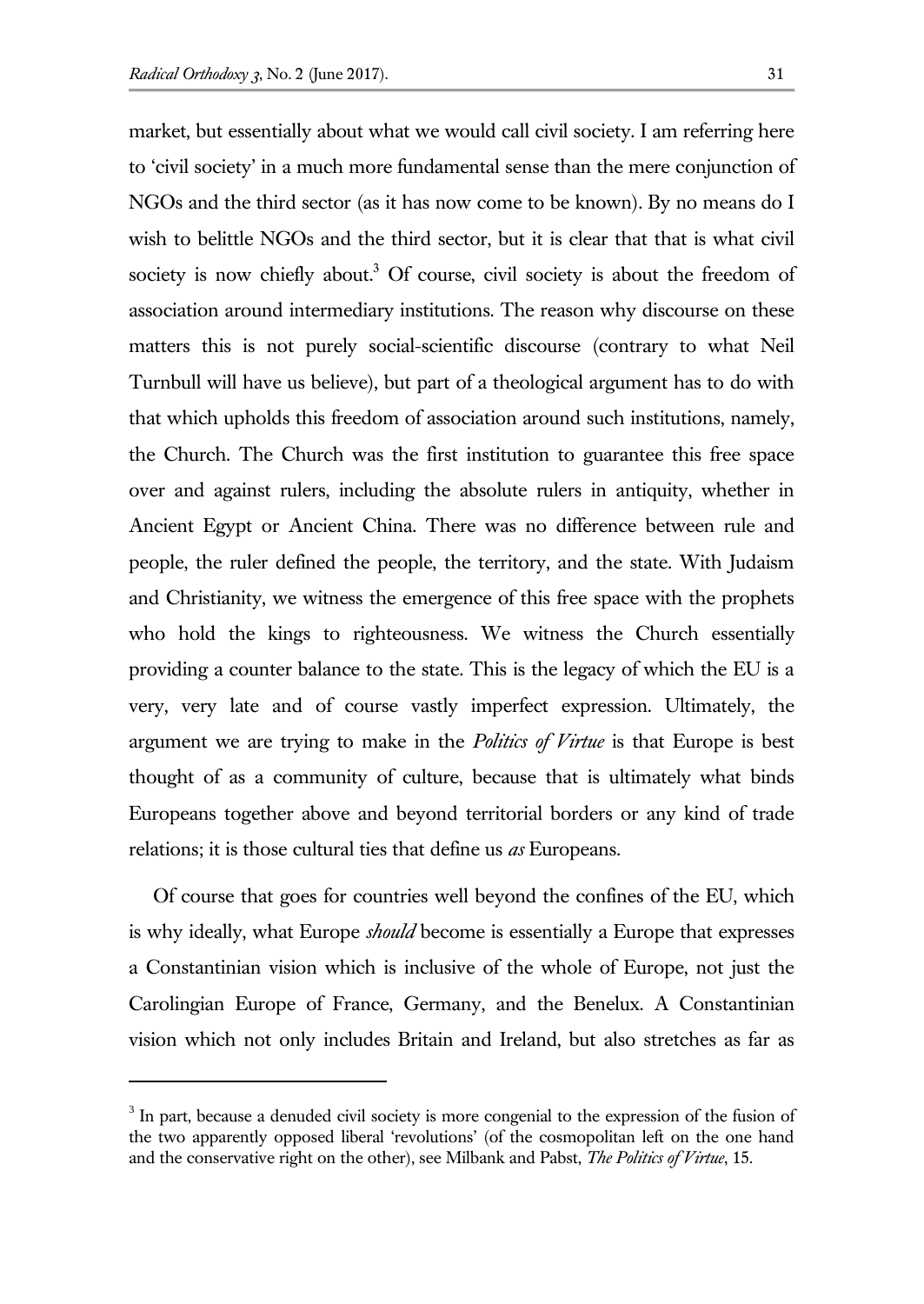market, but essentially about what we would call civil society. I am referring here to 'civil society' in a much more fundamental sense than the mere conjunction of NGOs and the third sector (as it has now come to be known). By no means do I wish to belittle NGOs and the third sector, but it is clear that that is what civil society is now chiefly about.[3] Of course, civil society is about the freedom of association around intermediary institutions. The reason why discourse on these matters this is not purely social-scientific discourse (contrary to what Neil Turnbull will have us believe), but part of a theological argument has to do with that which upholds this freedom of association around such institutions, namely, the Church. The Church was the first institution to guarantee this free space over and against rulers, including the absolute rulers in antiquity, whether in Ancient Egypt or Ancient China. There was no difference between rule and people, the ruler defined the people, the territory, and the state. With Judaism and Christianity, we witness the emergence of this free space with the prophets who hold the kings to righteousness. We witness the Church essentially providing a counter balance to the state. This is the legacy of which the EU is a very, very late and of course vastly imperfect expression. Ultimately, the argument we are trying to make in the *Politics of Virtue* is that Europe is best thought of as a community of culture, because that is ultimately what binds Europeans together above and beyond territorial borders or any kind of trade relations; it is those cultural ties that define us *as* Europeans.

Of course that goes for countries well beyond the confines of the EU, which is why ideally, what Europe *should* become is essentially a Europe that expresses a Constantinian vision which is inclusive of the whole of Europe, not just the Carolingian Europe of France, Germany, and the Benelux. A Constantinian vision which not only includes Britain and Ireland, but also stretches as far as

[3] In part, because a denuded civil society is more congenial to the expression of the fusion of the two apparently opposed liberal 'revolutions' (of the cosmopolitan left on the one hand and the conservative right on the other), see Milbank and Pabst, *The Politics of Virtue*, 15.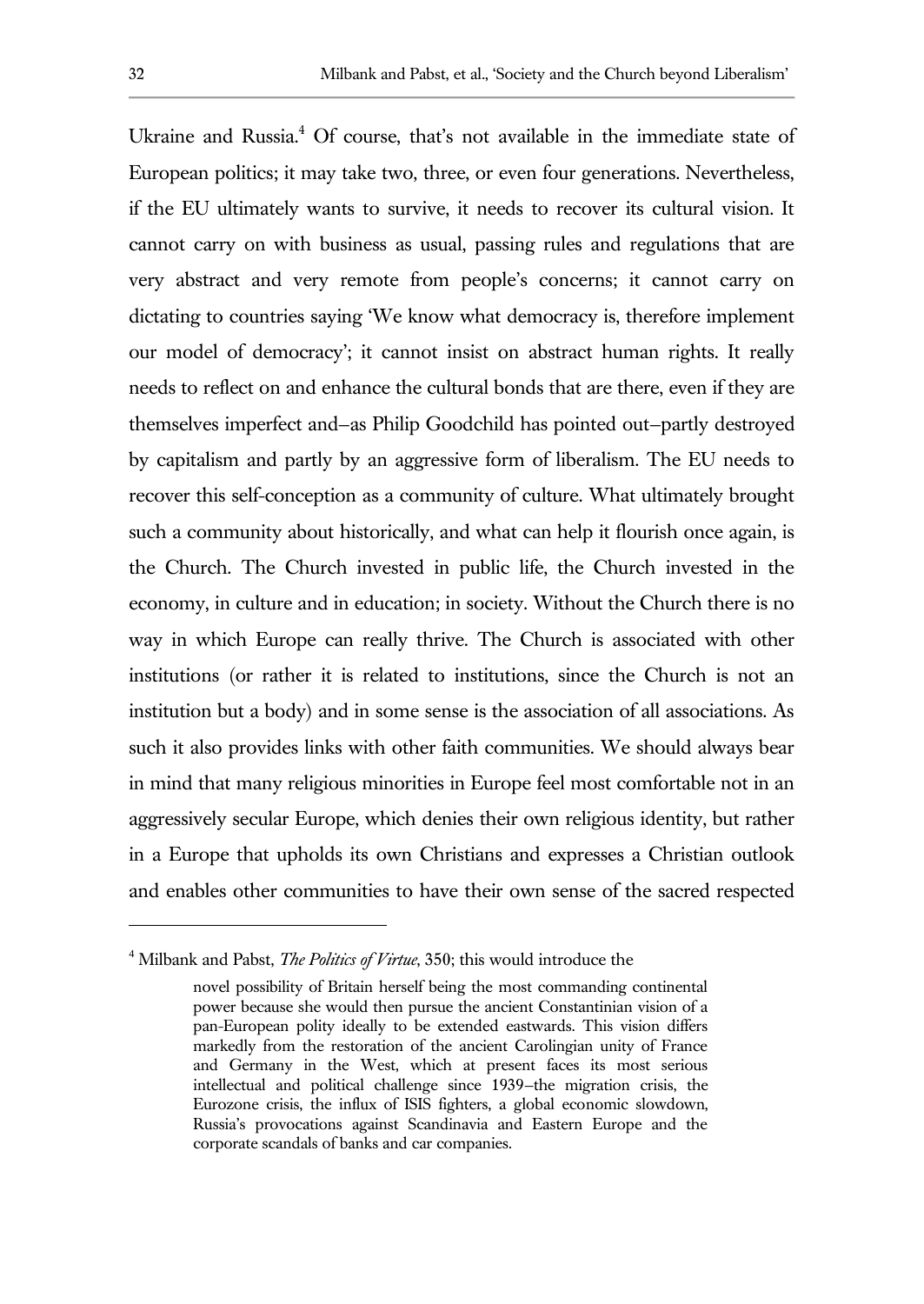Ukraine and Russia.[4] Of course, that's not available in the immediate state of European politics; it may take two, three, or even four generations. Nevertheless, if the EU ultimately wants to survive, it needs to recover its cultural vision. It cannot carry on with business as usual, passing rules and regulations that are very abstract and very remote from people's concerns; it cannot carry on dictating to countries saying 'We know what democracy is, therefore implement our model of democracy'; it cannot insist on abstract human rights. It really needs to reflect on and enhance the cultural bonds that are there, even if they are themselves imperfect and—as Philip Goodchild has pointed out—partly destroyed by capitalism and partly by an aggressive form of liberalism. The EU needs to recover this self-conception as a community of culture. What ultimately brought such a community about historically, and what can help it flourish once again, is the Church. The Church invested in public life, the Church invested in the economy, in culture and in education; in society. Without the Church there is no way in which Europe can really thrive. The Church is associated with other institutions (or rather it is related to institutions, since the Church is not an institution but a body) and in some sense is the association of all associations. As such it also provides links with other faith communities. We should always bear in mind that many religious minorities in Europe feel most comfortable not in an aggressively secular Europe, which denies their own religious identity, but rather in a Europe that upholds its own Christians and expresses a Christian outlook and enables other communities to have their own sense of the sacred respected

---

[4] Milbank and Pabst, *The Politics of Virtue*, 350; this would introduce the

> novel possibility of Britain herself being the most commanding continental power because she would then pursue the ancient Constantinian vision of a pan-European polity ideally to be extended eastwards. This vision differs markedly from the restoration of the ancient Carolingian unity of France and Germany in the West, which at present faces its most serious intellectual and political challenge since 1939—the migration crisis, the Eurozone crisis, the influx of ISIS fighters, a global economic slowdown, Russia's provocations against Scandinavia and Eastern Europe and the corporate scandals of banks and car companies.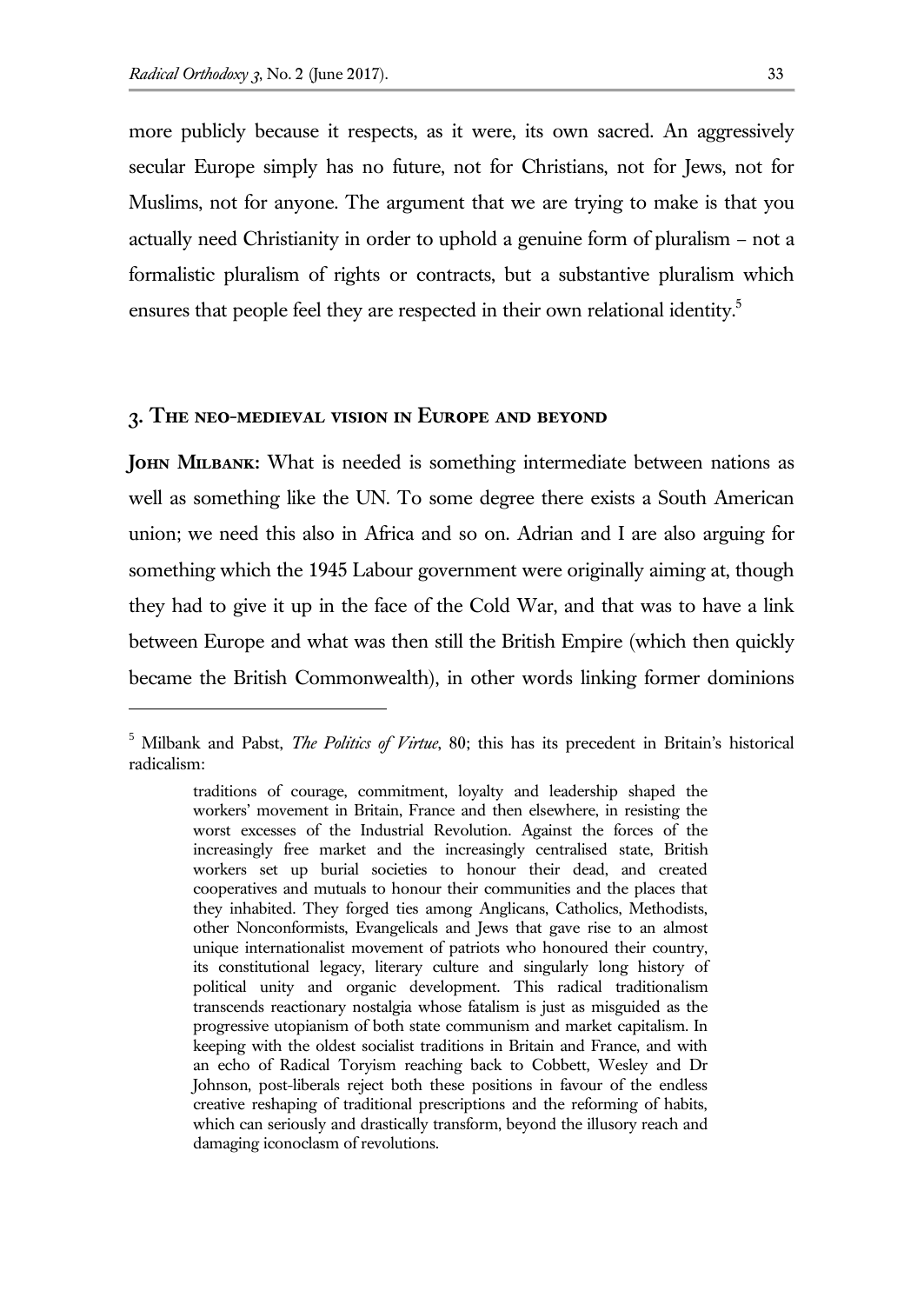more publicly because it respects, as it were, its own sacred. An aggressively secular Europe simply has no future, not for Christians, not for Jews, not for Muslims, not for anyone. The argument that we are trying to make is that you actually need Christianity in order to uphold a genuine form of pluralism – not a formalistic pluralism of rights or contracts, but a substantive pluralism which ensures that people feel they are respected in their own relational identity.[5]

## 3. The neo-medieval vision in Europe and beyond

**John Milbank:** What is needed is something intermediate between nations as well as something like the UN. To some degree there exists a South American union; we need this also in Africa and so on. Adrian and I are also arguing for something which the 1945 Labour government were originally aiming at, though they had to give it up in the face of the Cold War, and that was to have a link between Europe and what was then still the British Empire (which then quickly became the British Commonwealth), in other words linking former dominions

---

[5] Milbank and Pabst, *The Politics of Virtue*, 80; this has its precedent in Britain's historical radicalism:

> traditions of courage, commitment, loyalty and leadership shaped the workers' movement in Britain, France and then elsewhere, in resisting the worst excesses of the Industrial Revolution. Against the forces of the increasingly free market and the increasingly centralised state, British workers set up burial societies to honour their dead, and created cooperatives and mutuals to honour their communities and the places that they inhabited. They forged ties among Anglicans, Catholics, Methodists, other Nonconformists, Evangelicals and Jews that gave rise to an almost unique internationalist movement of patriots who honoured their country, its constitutional legacy, literary culture and singularly long history of political unity and organic development. This radical traditionalism transcends reactionary nostalgia whose fatalism is just as misguided as the progressive utopianism of both state communism and market capitalism. In keeping with the oldest socialist traditions in Britain and France, and with an echo of Radical Toryism reaching back to Cobbett, Wesley and Dr Johnson, post-liberals reject both these positions in favour of the endless creative reshaping of traditional prescriptions and the reforming of habits, which can seriously and drastically transform, beyond the illusory reach and damaging iconoclasm of revolutions.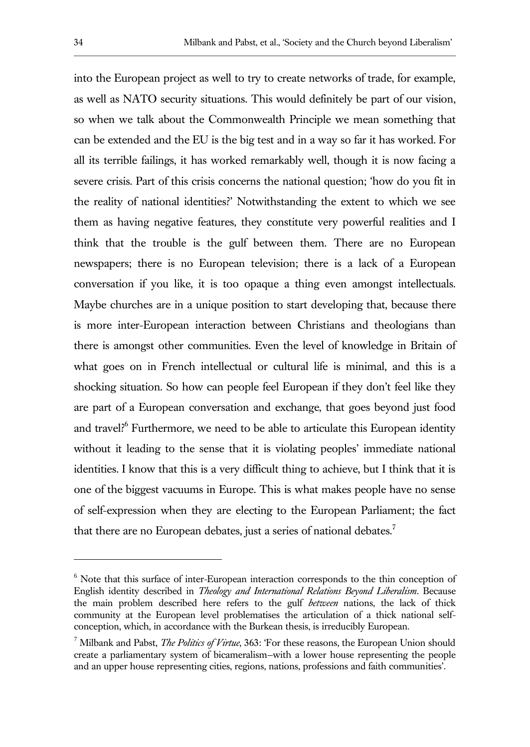into the European project as well to try to create networks of trade, for example, as well as NATO security situations. This would definitely be part of our vision, so when we talk about the Commonwealth Principle we mean something that can be extended and the EU is the big test and in a way so far it has worked. For all its terrible failings, it has worked remarkably well, though it is now facing a severe crisis. Part of this crisis concerns the national question; 'how do you fit in the reality of national identities?' Notwithstanding the extent to which we see them as having negative features, they constitute very powerful realities and I think that the trouble is the gulf between them. There are no European newspapers; there is no European television; there is a lack of a European conversation if you like, it is too opaque a thing even amongst intellectuals. Maybe churches are in a unique position to start developing that, because there is more inter-European interaction between Christians and theologians than there is amongst other communities. Even the level of knowledge in Britain of what goes on in French intellectual or cultural life is minimal, and this is a shocking situation. So how can people feel European if they don't feel like they are part of a European conversation and exchange, that goes beyond just food and travel?[6] Furthermore, we need to be able to articulate this European identity without it leading to the sense that it is violating peoples' immediate national identities. I know that this is a very difficult thing to achieve, but I think that it is one of the biggest vacuums in Europe. This is what makes people have no sense of self-expression when they are electing to the European Parliament; the fact that there are no European debates, just a series of national debates.[7]

---

[6] Note that this surface of inter-European interaction corresponds to the thin conception of English identity described in *Theology and International Relations Beyond Liberalism*. Because the main problem described here refers to the gulf *between* nations, the lack of thick community at the European level problematises the articulation of a thick national self-conception, which, in accordance with the Burkean thesis, is irreducibly European.

[7] Milbank and Pabst, *The Politics of Virtue*, 363: 'For these reasons, the European Union should create a parliamentary system of bicameralism–with a lower house representing the people and an upper house representing cities, regions, nations, professions and faith communities'.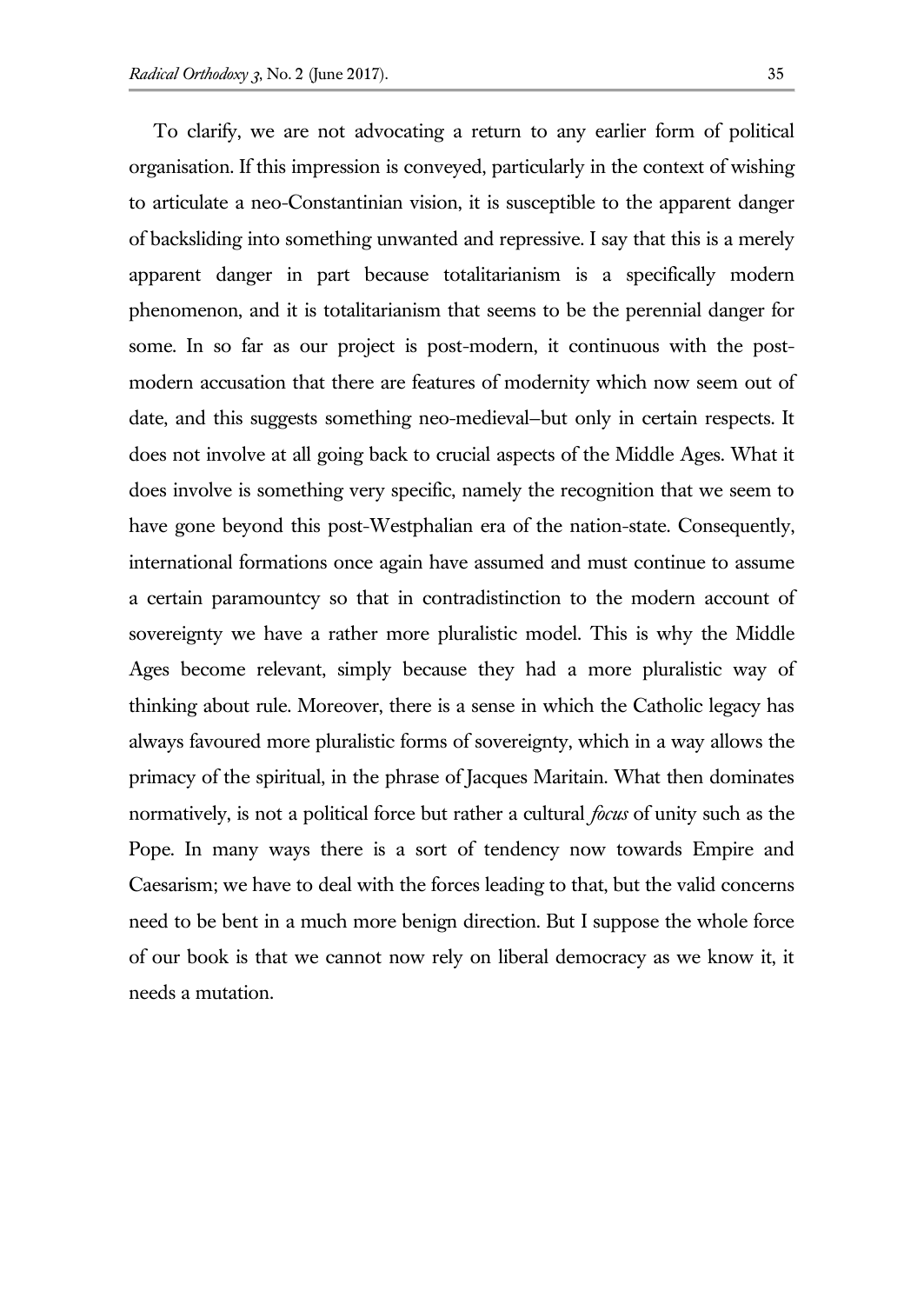To clarify, we are not advocating a return to any earlier form of political organisation. If this impression is conveyed, particularly in the context of wishing to articulate a neo-Constantinian vision, it is susceptible to the apparent danger of backsliding into something unwanted and repressive. I say that this is a merely apparent danger in part because totalitarianism is a specifically modern phenomenon, and it is totalitarianism that seems to be the perennial danger for some. In so far as our project is post-modern, it continuous with the post-modern accusation that there are features of modernity which now seem out of date, and this suggests something neo-medieval–but only in certain respects. It does not involve at all going back to crucial aspects of the Middle Ages. What it does involve is something very specific, namely the recognition that we seem to have gone beyond this post-Westphalian era of the nation-state. Consequently, international formations once again have assumed and must continue to assume a certain paramountcy so that in contradistinction to the modern account of sovereignty we have a rather more pluralistic model. This is why the Middle Ages become relevant, simply because they had a more pluralistic way of thinking about rule. Moreover, there is a sense in which the Catholic legacy has always favoured more pluralistic forms of sovereignty, which in a way allows the primacy of the spiritual, in the phrase of Jacques Maritain. What then dominates normatively, is not a political force but rather a cultural *focus* of unity such as the Pope. In many ways there is a sort of tendency now towards Empire and Caesarism; we have to deal with the forces leading to that, but the valid concerns need to be bent in a much more benign direction. But I suppose the whole force of our book is that we cannot now rely on liberal democracy as we know it, it needs a mutation.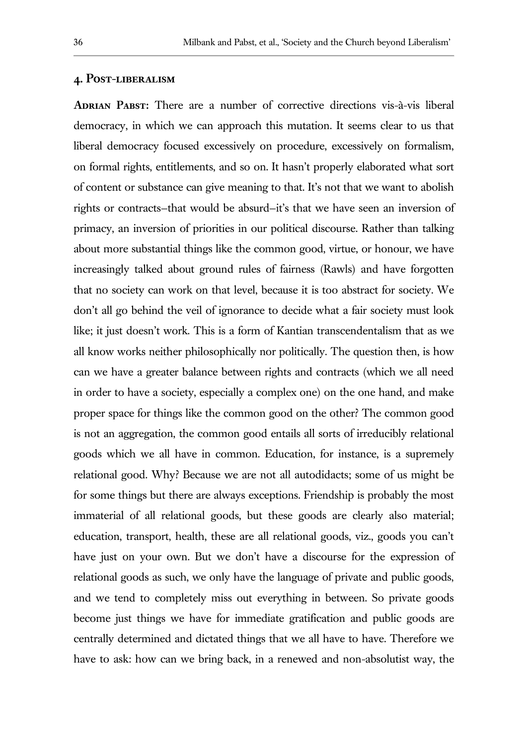## 4. Post-liberalism

**Adrian Pabst:** There are a number of corrective directions vis-à-vis liberal democracy, in which we can approach this mutation. It seems clear to us that liberal democracy focused excessively on procedure, excessively on formalism, on formal rights, entitlements, and so on. It hasn't properly elaborated what sort of content or substance can give meaning to that. It's not that we want to abolish rights or contracts–that would be absurd–it's that we have seen an inversion of primacy, an inversion of priorities in our political discourse. Rather than talking about more substantial things like the common good, virtue, or honour, we have increasingly talked about ground rules of fairness (Rawls) and have forgotten that no society can work on that level, because it is too abstract for society. We don't all go behind the veil of ignorance to decide what a fair society must look like; it just doesn't work. This is a form of Kantian transcendentalism that as we all know works neither philosophically nor politically. The question then, is how can we have a greater balance between rights and contracts (which we all need in order to have a society, especially a complex one) on the one hand, and make proper space for things like the common good on the other? The common good is not an aggregation, the common good entails all sorts of irreducibly relational goods which we all have in common. Education, for instance, is a supremely relational good. Why? Because we are not all autodidacts; some of us might be for some things but there are always exceptions. Friendship is probably the most immaterial of all relational goods, but these goods are clearly also material; education, transport, health, these are all relational goods, viz., goods you can't have just on your own. But we don't have a discourse for the expression of relational goods as such, we only have the language of private and public goods, and we tend to completely miss out everything in between. So private goods become just things we have for immediate gratification and public goods are centrally determined and dictated things that we all have to have. Therefore we have to ask: how can we bring back, in a renewed and non-absolutist way, the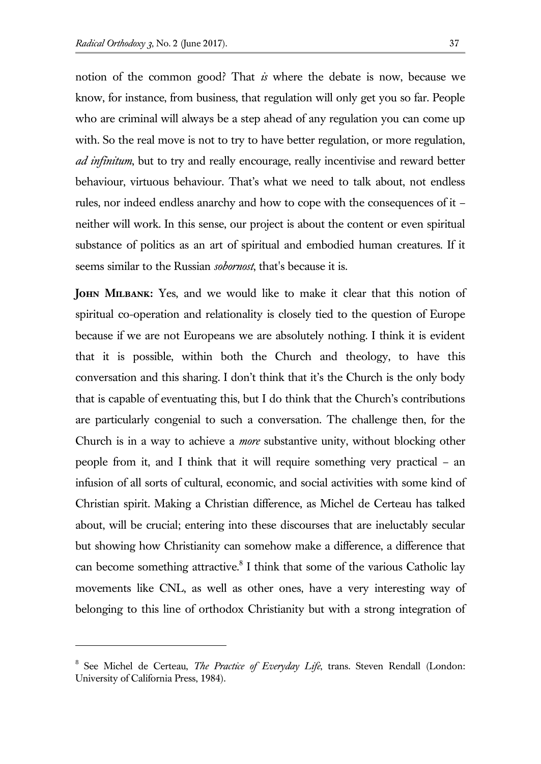notion of the common good? That *is* where the debate is now, because we know, for instance, from business, that regulation will only get you so far. People who are criminal will always be a step ahead of any regulation you can come up with. So the real move is not to try to have better regulation, or more regulation, *ad infinitum*, but to try and really encourage, really incentivise and reward better behaviour, virtuous behaviour. That's what we need to talk about, not endless rules, nor indeed endless anarchy and how to cope with the consequences of it – neither will work. In this sense, our project is about the content or even spiritual substance of politics as an art of spiritual and embodied human creatures. If it seems similar to the Russian *sobornost*, that's because it is.

**John Milbank:** Yes, and we would like to make it clear that this notion of spiritual co-operation and relationality is closely tied to the question of Europe because if we are not Europeans we are absolutely nothing. I think it is evident that it is possible, within both the Church and theology, to have this conversation and this sharing. I don't think that it's the Church is the only body that is capable of eventuating this, but I do think that the Church's contributions are particularly congenial to such a conversation. The challenge then, for the Church is in a way to achieve a *more* substantive unity, without blocking other people from it, and I think that it will require something very practical – an infusion of all sorts of cultural, economic, and social activities with some kind of Christian spirit. Making a Christian difference, as Michel de Certeau has talked about, will be crucial; entering into these discourses that are ineluctably secular but showing how Christianity can somehow make a difference, a difference that can become something attractive.[8] I think that some of the various Catholic lay movements like CNL, as well as other ones, have a very interesting way of belonging to this line of orthodox Christianity but with a strong integration of

[8] See Michel de Certeau, *The Practice of Everyday Life*, trans. Steven Rendall (London: University of California Press, 1984).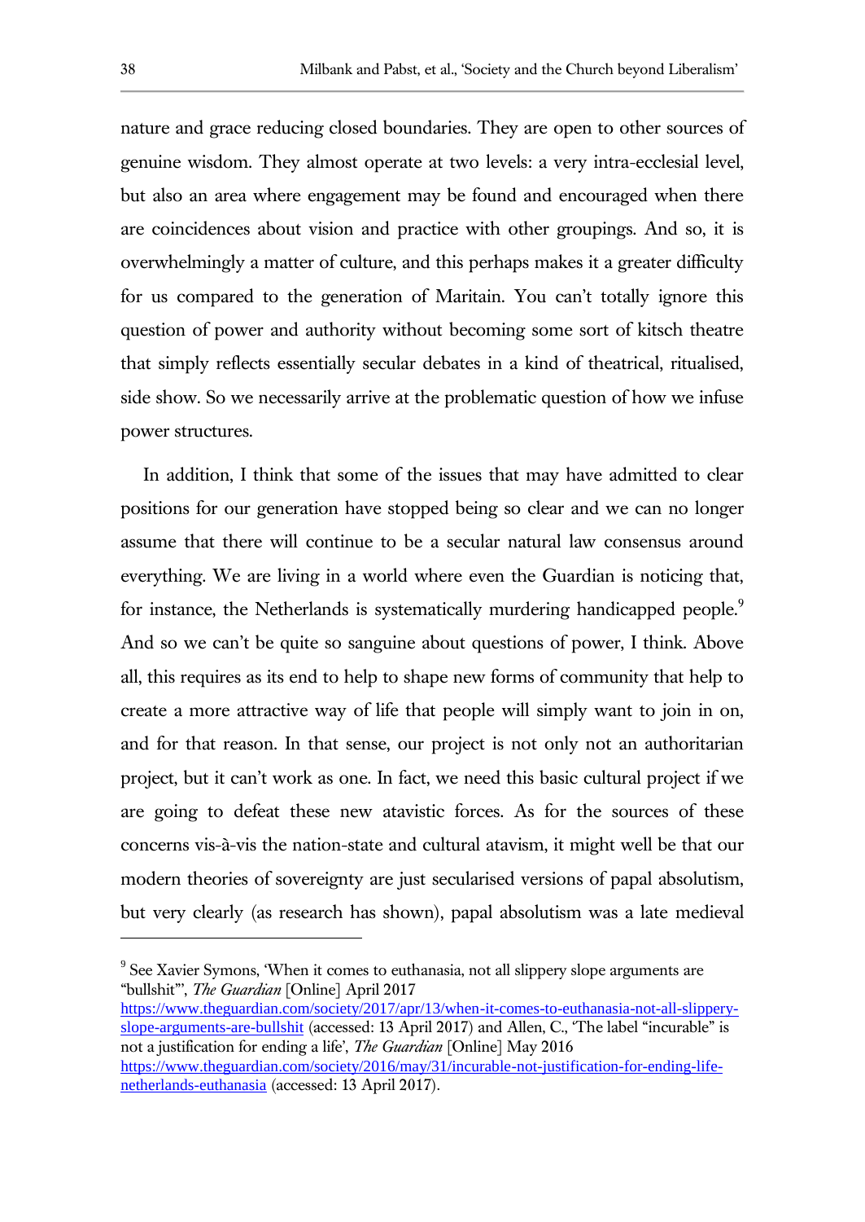nature and grace reducing closed boundaries. They are open to other sources of genuine wisdom. They almost operate at two levels: a very intra-ecclesial level, but also an area where engagement may be found and encouraged when there are coincidences about vision and practice with other groupings. And so, it is overwhelmingly a matter of culture, and this perhaps makes it a greater difficulty for us compared to the generation of Maritain. You can't totally ignore this question of power and authority without becoming some sort of kitsch theatre that simply reflects essentially secular debates in a kind of theatrical, ritualised, side show. So we necessarily arrive at the problematic question of how we infuse power structures.

In addition, I think that some of the issues that may have admitted to clear positions for our generation have stopped being so clear and we can no longer assume that there will continue to be a secular natural law consensus around everything. We are living in a world where even the Guardian is noticing that, for instance, the Netherlands is systematically murdering handicapped people.[9] And so we can't be quite so sanguine about questions of power, I think. Above all, this requires as its end to help to shape new forms of community that help to create a more attractive way of life that people will simply want to join in on, and for that reason. In that sense, our project is not only not an authoritarian project, but it can't work as one. In fact, we need this basic cultural project if we are going to defeat these new atavistic forces. As for the sources of these concerns vis-à-vis the nation-state and cultural atavism, it might well be that our modern theories of sovereignty are just secularised versions of papal absolutism, but very clearly (as research has shown), papal absolutism was a late medieval

---

[9] See Xavier Symons, 'When it comes to euthanasia, not all slippery slope arguments are "bullshit"', *The Guardian* [Online] April 2017 https://www.theguardian.com/society/2017/apr/13/when-it-comes-to-euthanasia-not-all-slippery-slope-arguments-are-bullshit (accessed: 13 April 2017) and Allen, C., 'The label "incurable" is not a justification for ending a life', *The Guardian* [Online] May 2016 https://www.theguardian.com/society/2016/may/31/incurable-not-justification-for-ending-life-netherlands-euthanasia (accessed: 13 April 2017).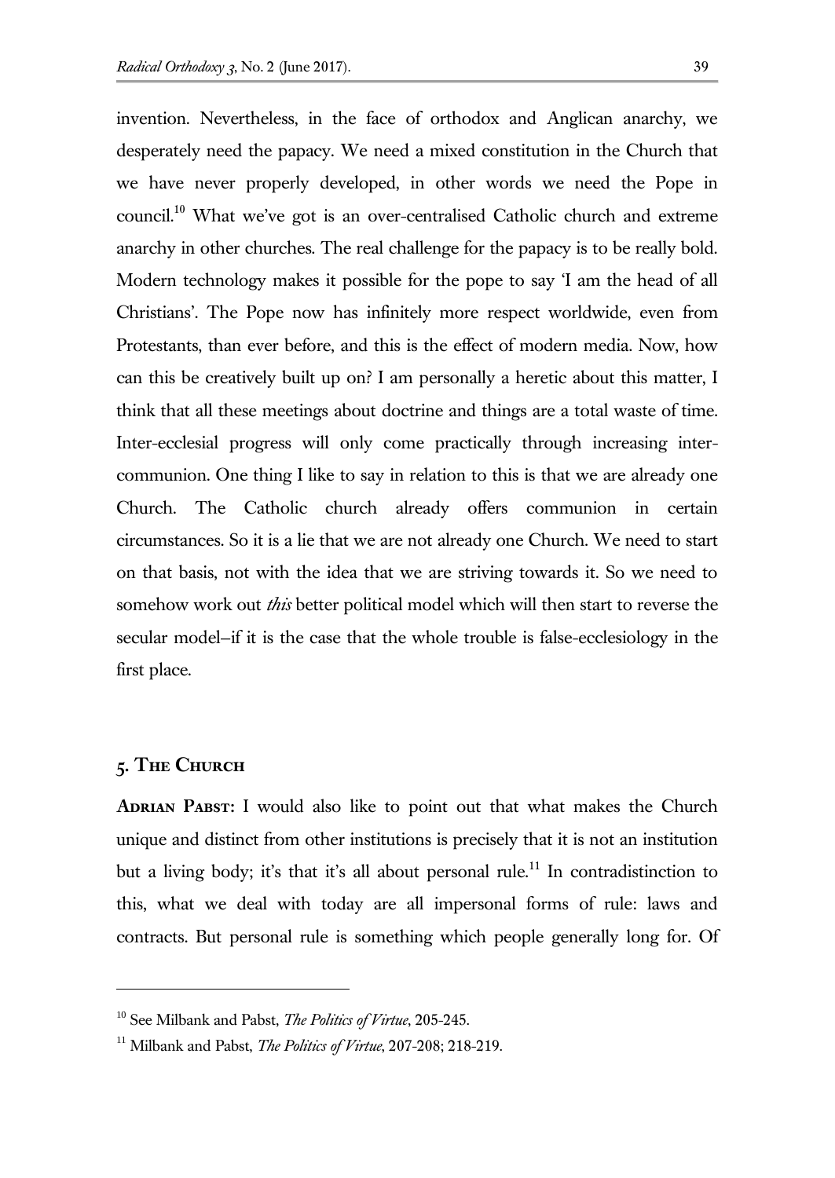invention. Nevertheless, in the face of orthodox and Anglican anarchy, we desperately need the papacy. We need a mixed constitution in the Church that we have never properly developed, in other words we need the Pope in council.[10] What we've got is an over-centralised Catholic church and extreme anarchy in other churches. The real challenge for the papacy is to be really bold. Modern technology makes it possible for the pope to say 'I am the head of all Christians'. The Pope now has infinitely more respect worldwide, even from Protestants, than ever before, and this is the effect of modern media. Now, how can this be creatively built up on? I am personally a heretic about this matter, I think that all these meetings about doctrine and things are a total waste of time. Inter-ecclesial progress will only come practically through increasing inter-communion. One thing I like to say in relation to this is that we are already one Church. The Catholic church already offers communion in certain circumstances. So it is a lie that we are not already one Church. We need to start on that basis, not with the idea that we are striving towards it. So we need to somehow work out *this* better political model which will then start to reverse the secular model–if it is the case that the whole trouble is false-ecclesiology in the first place.

## 5. The Church

**Adrian Pabst:** I would also like to point out that what makes the Church unique and distinct from other institutions is precisely that it is not an institution but a living body; it's that it's all about personal rule.[11] In contradistinction to this, what we deal with today are all impersonal forms of rule: laws and contracts. But personal rule is something which people generally long for. Of

---

[10] See Milbank and Pabst, *The Politics of Virtue*, 205-245.

[11] Milbank and Pabst, *The Politics of Virtue*, 207-208; 218-219.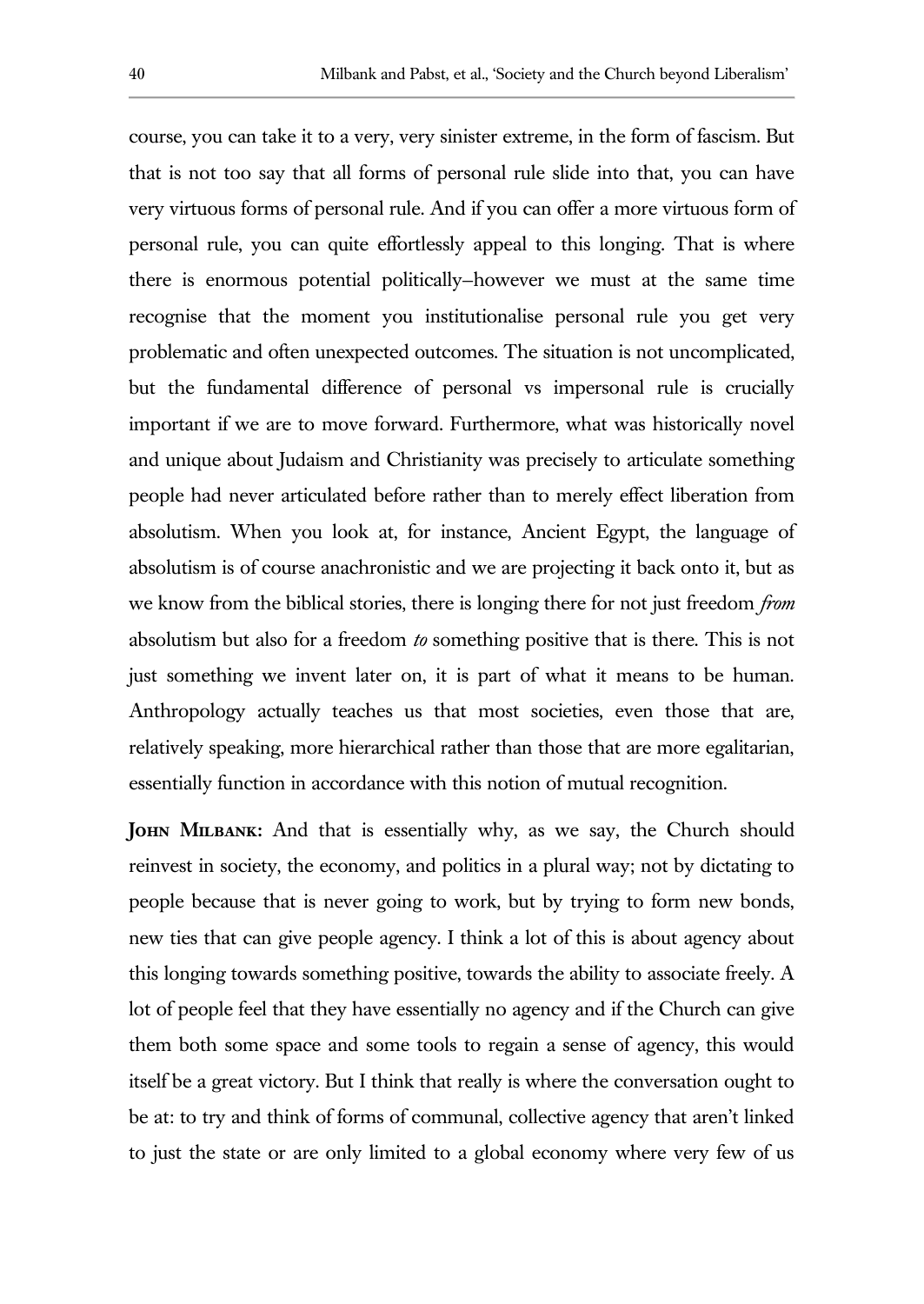course, you can take it to a very, very sinister extreme, in the form of fascism. But that is not too say that all forms of personal rule slide into that, you can have very virtuous forms of personal rule. And if you can offer a more virtuous form of personal rule, you can quite effortlessly appeal to this longing. That is where there is enormous potential politically–however we must at the same time recognise that the moment you institutionalise personal rule you get very problematic and often unexpected outcomes. The situation is not uncomplicated, but the fundamental difference of personal vs impersonal rule is crucially important if we are to move forward. Furthermore, what was historically novel and unique about Judaism and Christianity was precisely to articulate something people had never articulated before rather than to merely effect liberation from absolutism. When you look at, for instance, Ancient Egypt, the language of absolutism is of course anachronistic and we are projecting it back onto it, but as we know from the biblical stories, there is longing there for not just freedom *from* absolutism but also for a freedom *to* something positive that is there. This is not just something we invent later on, it is part of what it means to be human. Anthropology actually teaches us that most societies, even those that are, relatively speaking, more hierarchical rather than those that are more egalitarian, essentially function in accordance with this notion of mutual recognition.

**John Milbank:** And that is essentially why, as we say, the Church should reinvest in society, the economy, and politics in a plural way; not by dictating to people because that is never going to work, but by trying to form new bonds, new ties that can give people agency. I think a lot of this is about agency about this longing towards something positive, towards the ability to associate freely. A lot of people feel that they have essentially no agency and if the Church can give them both some space and some tools to regain a sense of agency, this would itself be a great victory. But I think that really is where the conversation ought to be at: to try and think of forms of communal, collective agency that aren't linked to just the state or are only limited to a global economy where very few of us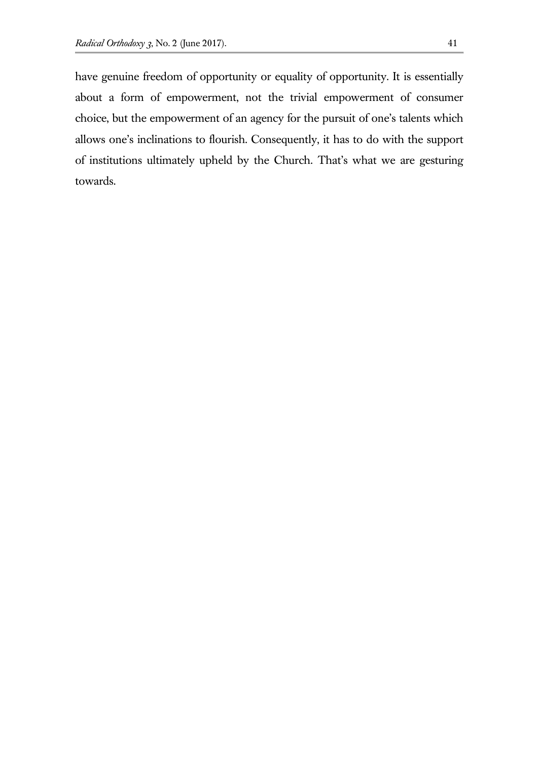have genuine freedom of opportunity or equality of opportunity. It is essentially about a form of empowerment, not the trivial empowerment of consumer choice, but the empowerment of an agency for the pursuit of one's talents which allows one's inclinations to flourish. Consequently, it has to do with the support of institutions ultimately upheld by the Church. That's what we are gesturing towards.